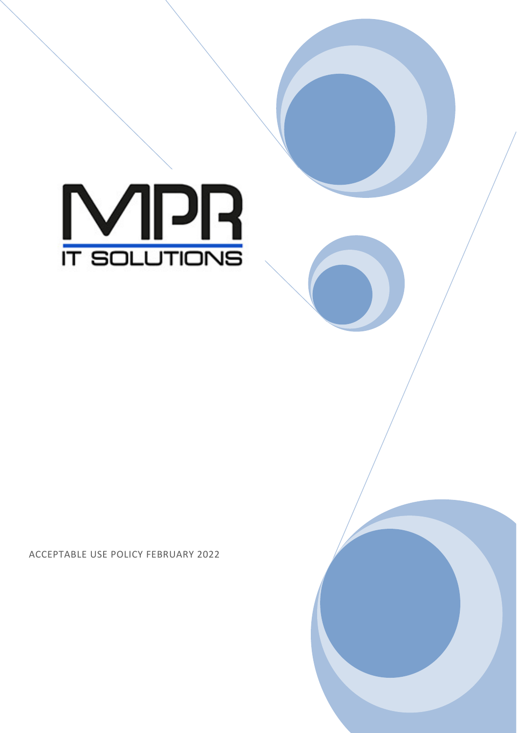MPR

IT SOLUTIONS

ACCEPTABLE USE POLICY FEBRUARY 2022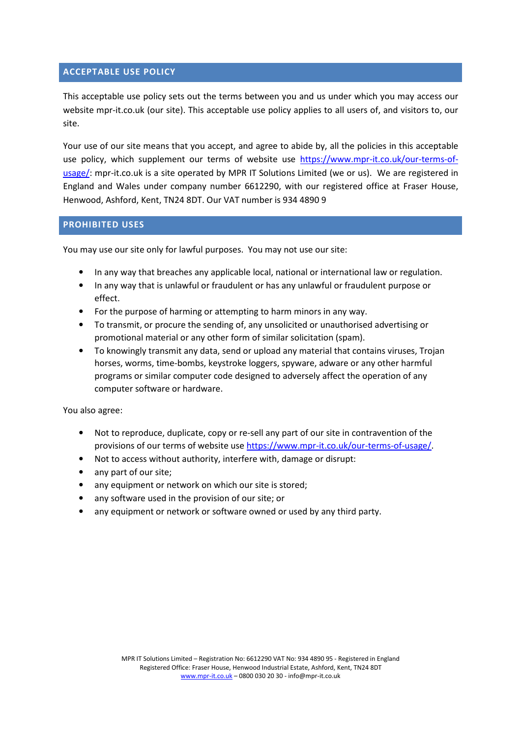## ACCEPTABLE USE POLICY

This acceptable use policy sets out the terms between you and us under which you may access our website mpr-it.co.uk (our site). This acceptable use policy applies to all users of, and visitors to, our site.

Your use of our site means that you accept, and agree to abide by, all the policies in this acceptable use policy, which supplement our terms of website use https://www.mpr-it.co.uk/our-terms-of-usage/: mpr-it.co.uk is a site operated by MPR IT Solutions Limited (we or us). We are registered in England and Wales under company number 6612290, with our registered office at Fraser House, Henwood, Ashford, Kent, TN24 8DT. Our VAT number is 934 4890 9

## PROHIBITED USES

You may use our site only for lawful purposes. You may not use our site:

- In any way that breaches any applicable local, national or international law or regulation.
- In any way that is unlawful or fraudulent or has any unlawful or fraudulent purpose or effect.
- For the purpose of harming or attempting to harm minors in any way.
- To transmit, or procure the sending of, any unsolicited or unauthorised advertising or promotional material or any other form of similar solicitation (spam).
- To knowingly transmit any data, send or upload any material that contains viruses, Trojan horses, worms, time-bombs, keystroke loggers, spyware, adware or any other harmful programs or similar computer code designed to adversely affect the operation of any computer software or hardware.

You also agree:

- Not to reproduce, duplicate, copy or re-sell any part of our site in contravention of the provisions of our terms of website use https://www.mpr-it.co.uk/our-terms-of-usage/.
- Not to access without authority, interfere with, damage or disrupt:
- any part of our site;
- any equipment or network on which our site is stored;
- any software used in the provision of our site; or
- any equipment or network or software owned or used by any third party.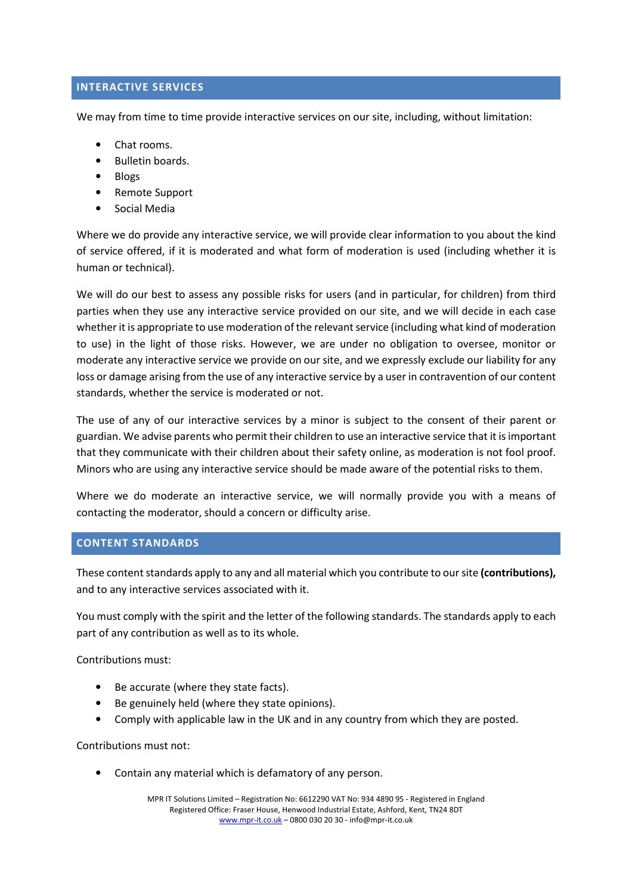## INTERACTIVE SERVICES

We may from time to time provide interactive services on our site, including, without limitation:

- Chat rooms.
- Bulletin boards.
- Blogs
- Remote Support
- Social Media

Where we do provide any interactive service, we will provide clear information to you about the kind of service offered, if it is moderated and what form of moderation is used (including whether it is human or technical).

We will do our best to assess any possible risks for users (and in particular, for children) from third parties when they use any interactive service provided on our site, and we will decide in each case whether it is appropriate to use moderation of the relevant service (including what kind of moderation to use) in the light of those risks. However, we are under no obligation to oversee, monitor or moderate any interactive service we provide on our site, and we expressly exclude our liability for any loss or damage arising from the use of any interactive service by a user in contravention of our content standards, whether the service is moderated or not.

The use of any of our interactive services by a minor is subject to the consent of their parent or guardian. We advise parents who permit their children to use an interactive service that it is important that they communicate with their children about their safety online, as moderation is not fool proof. Minors who are using any interactive service should be made aware of the potential risks to them.

Where we do moderate an interactive service, we will normally provide you with a means of contacting the moderator, should a concern or difficulty arise.

## CONTENT STANDARDS

These content standards apply to any and all material which you contribute to our site **(contributions),** and to any interactive services associated with it.

You must comply with the spirit and the letter of the following standards. The standards apply to each part of any contribution as well as to its whole.

Contributions must:

- Be accurate (where they state facts).
- Be genuinely held (where they state opinions).
- Comply with applicable law in the UK and in any country from which they are posted.

Contributions must not:

- Contain any material which is defamatory of any person.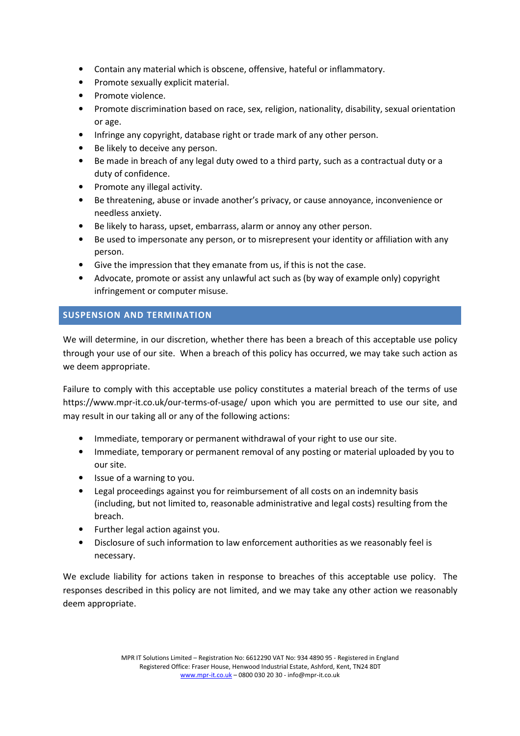- Contain any material which is obscene, offensive, hateful or inflammatory.
- Promote sexually explicit material.
- Promote violence.
- Promote discrimination based on race, sex, religion, nationality, disability, sexual orientation or age.
- Infringe any copyright, database right or trade mark of any other person.
- Be likely to deceive any person.
- Be made in breach of any legal duty owed to a third party, such as a contractual duty or a duty of confidence.
- Promote any illegal activity.
- Be threatening, abuse or invade another's privacy, or cause annoyance, inconvenience or needless anxiety.
- Be likely to harass, upset, embarrass, alarm or annoy any other person.
- Be used to impersonate any person, or to misrepresent your identity or affiliation with any person.
- Give the impression that they emanate from us, if this is not the case.
- Advocate, promote or assist any unlawful act such as (by way of example only) copyright infringement or computer misuse.

## SUSPENSION AND TERMINATION

We will determine, in our discretion, whether there has been a breach of this acceptable use policy through your use of our site. When a breach of this policy has occurred, we may take such action as we deem appropriate.

Failure to comply with this acceptable use policy constitutes a material breach of the terms of use https://www.mpr-it.co.uk/our-terms-of-usage/ upon which you are permitted to use our site, and may result in our taking all or any of the following actions:

- Immediate, temporary or permanent withdrawal of your right to use our site.
- Immediate, temporary or permanent removal of any posting or material uploaded by you to our site.
- Issue of a warning to you.
- Legal proceedings against you for reimbursement of all costs on an indemnity basis (including, but not limited to, reasonable administrative and legal costs) resulting from the breach.
- Further legal action against you.
- Disclosure of such information to law enforcement authorities as we reasonably feel is necessary.

We exclude liability for actions taken in response to breaches of this acceptable use policy. The responses described in this policy are not limited, and we may take any other action we reasonably deem appropriate.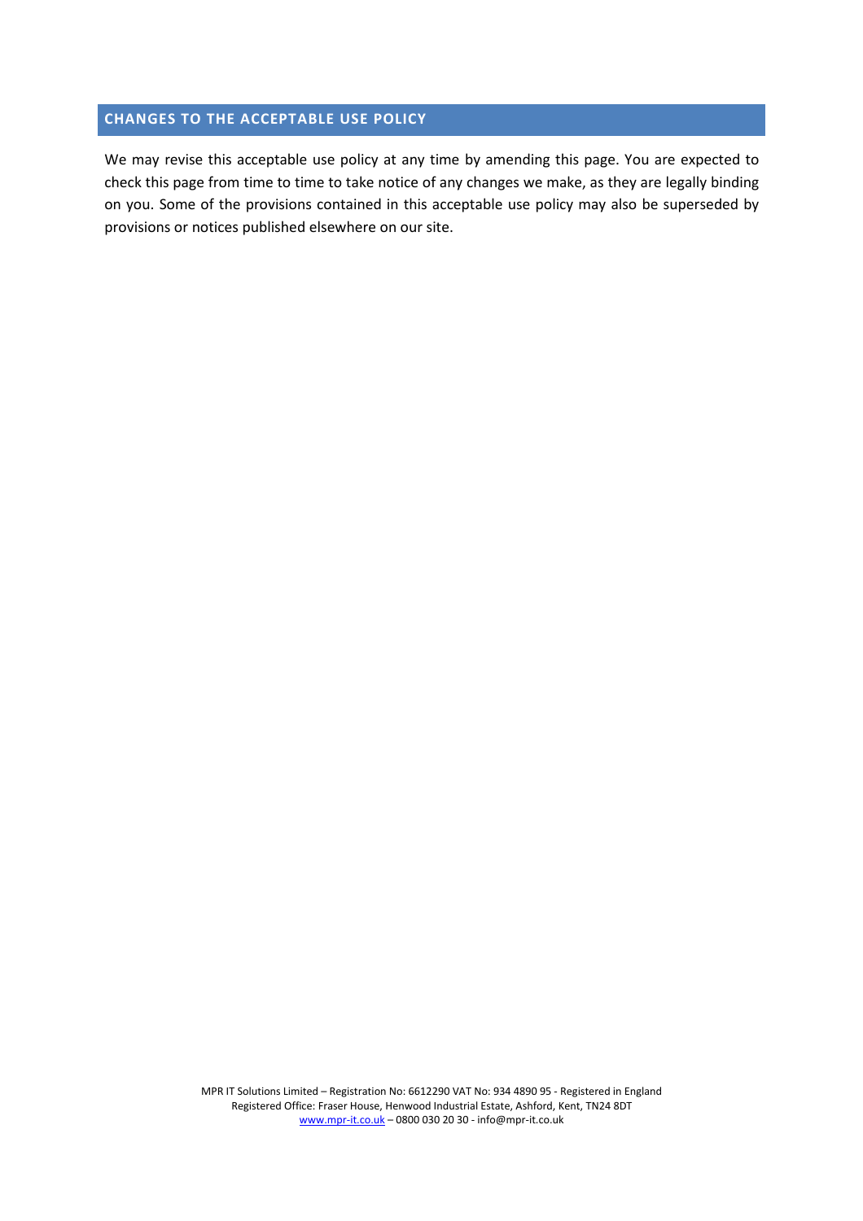## CHANGES TO THE ACCEPTABLE USE POLICY

We may revise this acceptable use policy at any time by amending this page. You are expected to check this page from time to time to take notice of any changes we make, as they are legally binding on you. Some of the provisions contained in this acceptable use policy may also be superseded by provisions or notices published elsewhere on our site.